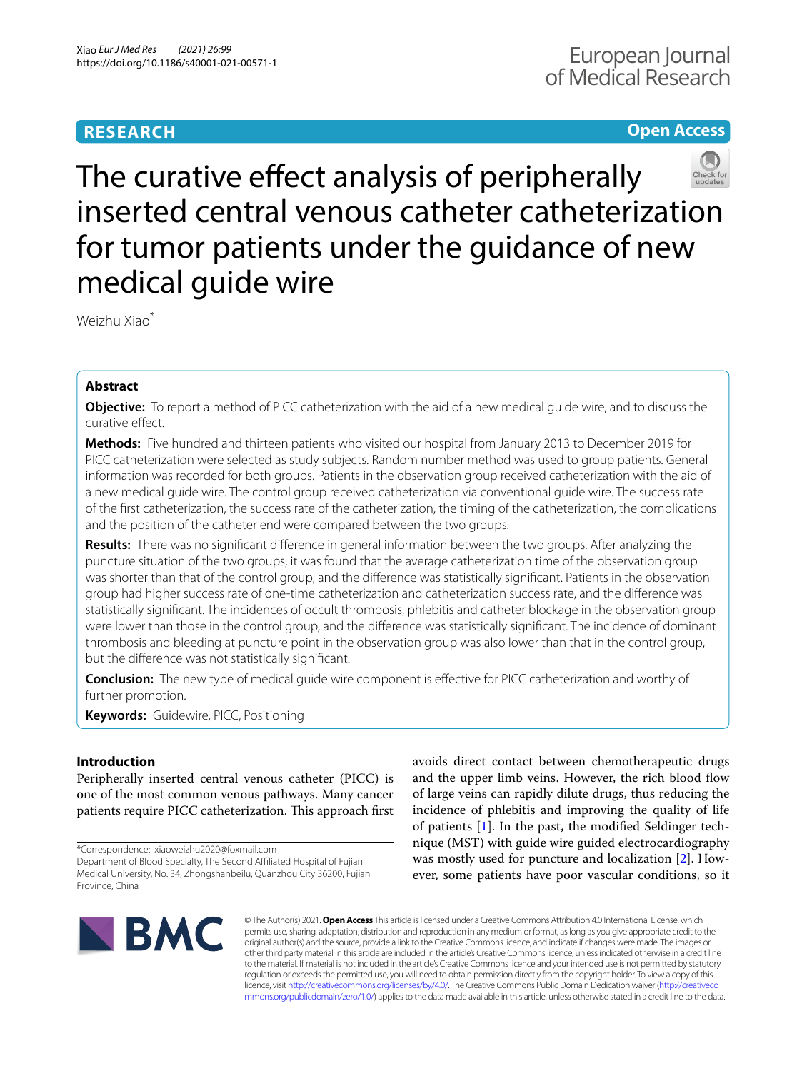**RESEARCH** | **Open Access**

# The curative effect analysis of peripherally inserted central venous catheter catheterization for tumor patients under the guidance of new medical guide wire

Weizhu Xiao*

## Abstract

**Objective:** To report a method of PICC catheterization with the aid of a new medical guide wire, and to discuss the curative effect.

**Methods:** Five hundred and thirteen patients who visited our hospital from January 2013 to December 2019 for PICC catheterization were selected as study subjects. Random number method was used to group patients. General information was recorded for both groups. Patients in the observation group received catheterization with the aid of a new medical guide wire. The control group received catheterization via conventional guide wire. The success rate of the first catheterization, the success rate of the catheterization, the timing of the catheterization, the complications and the position of the catheter end were compared between the two groups.

**Results:** There was no significant difference in general information between the two groups. After analyzing the puncture situation of the two groups, it was found that the average catheterization time of the observation group was shorter than that of the control group, and the difference was statistically significant. Patients in the observation group had higher success rate of one-time catheterization and catheterization success rate, and the difference was statistically significant. The incidences of occult thrombosis, phlebitis and catheter blockage in the observation group were lower than those in the control group, and the difference was statistically significant. The incidence of dominant thrombosis and bleeding at puncture point in the observation group was also lower than that in the control group, but the difference was not statistically significant.

**Conclusion:** The new type of medical guide wire component is effective for PICC catheterization and worthy of further promotion.

**Keywords:** Guidewire, PICC, Positioning

## Introduction

Peripherally inserted central venous catheter (PICC) is one of the most common venous pathways. Many cancer patients require PICC catheterization. This approach first avoids direct contact between chemotherapeutic drugs and the upper limb veins. However, the rich blood flow of large veins can rapidly dilute drugs, thus reducing the incidence of phlebitis and improving the quality of life of patients [1]. In the past, the modified Seldinger technique (MST) with guide wire guided electrocardiography was mostly used for puncture and localization [2]. However, some patients have poor vascular conditions, so it

*Correspondence: xiaoweizhu2020@foxmail.com
Department of Blood Specialty, The Second Affiliated Hospital of Fujian Medical University, No. 34, Zhongshanbeilu, Quanzhou City 36200, Fujian Province, China

© The Author(s) 2021. **Open Access** This article is licensed under a Creative Commons Attribution 4.0 International License, which permits use, sharing, adaptation, distribution and reproduction in any medium or format, as long as you give appropriate credit to the original author(s) and the source, provide a link to the Creative Commons licence, and indicate if changes were made. The images or other third party material in this article are included in the article's Creative Commons licence, unless indicated otherwise in a credit line to the material. If material is not included in the article's Creative Commons licence and your intended use is not permitted by statutory regulation or exceeds the permitted use, you will need to obtain permission directly from the copyright holder. To view a copy of this licence, visit http://creativecommons.org/licenses/by/4.0/. The Creative Commons Public Domain Dedication waiver (http://creativecommons.org/publicdomain/zero/1.0/) applies to the data made available in this article, unless otherwise stated in a credit line to the data.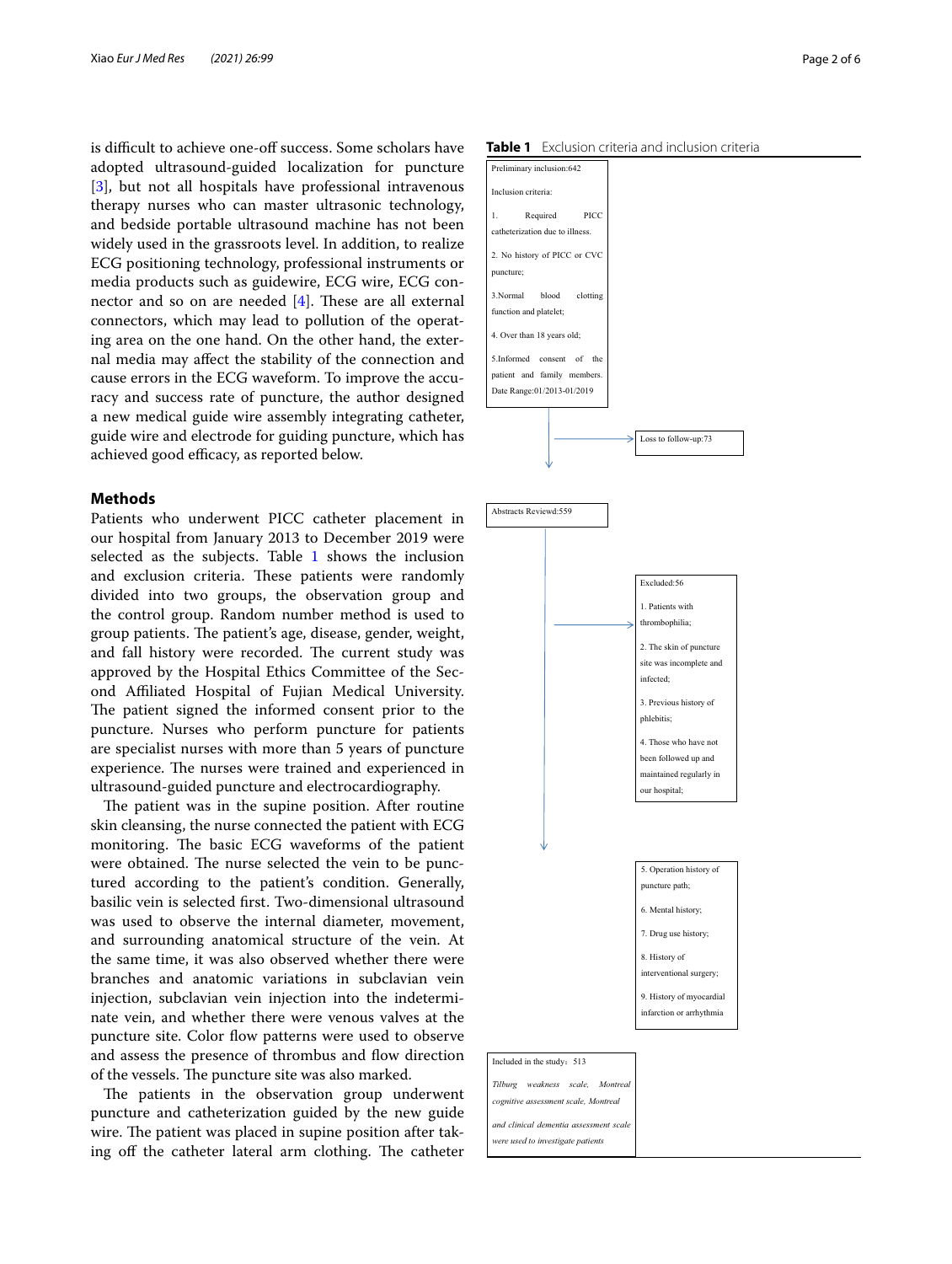is difficult to achieve one-off success. Some scholars have adopted ultrasound-guided localization for puncture [3], but not all hospitals have professional intravenous therapy nurses who can master ultrasonic technology, and bedside portable ultrasound machine has not been widely used in the grassroots level. In addition, to realize ECG positioning technology, professional instruments or media products such as guidewire, ECG wire, ECG connector and so on are needed [4]. These are all external connectors, which may lead to pollution of the operating area on the one hand. On the other hand, the external media may affect the stability of the connection and cause errors in the ECG waveform. To improve the accuracy and success rate of puncture, the author designed a new medical guide wire assembly integrating catheter, guide wire and electrode for guiding puncture, which has achieved good efficacy, as reported below.

## Methods

Patients who underwent PICC catheter placement in our hospital from January 2013 to December 2019 were selected as the subjects. Table 1 shows the inclusion and exclusion criteria. These patients were randomly divided into two groups, the observation group and the control group. Random number method is used to group patients. The patient's age, disease, gender, weight, and fall history were recorded. The current study was approved by the Hospital Ethics Committee of the Second Affiliated Hospital of Fujian Medical University. The patient signed the informed consent prior to the puncture. Nurses who perform puncture for patients are specialist nurses with more than 5 years of puncture experience. The nurses were trained and experienced in ultrasound-guided puncture and electrocardiography.

The patient was in the supine position. After routine skin cleansing, the nurse connected the patient with ECG monitoring. The basic ECG waveforms of the patient were obtained. The nurse selected the vein to be punctured according to the patient's condition. Generally, basilic vein is selected first. Two-dimensional ultrasound was used to observe the internal diameter, movement, and surrounding anatomical structure of the vein. At the same time, it was also observed whether there were branches and anatomic variations in subclavian vein injection, subclavian vein injection into the indeterminate vein, and whether there were venous valves at the puncture site. Color flow patterns were used to observe and assess the presence of thrombus and flow direction of the vessels. The puncture site was also marked.

The patients in the observation group underwent puncture and catheterization guided by the new guide wire. The patient was placed in supine position after taking off the catheter lateral arm clothing. The catheter

**Table 1** Exclusion criteria and inclusion criteria

Preliminary inclusion:642

Inclusion criteria:

1. Required PICC catheterization due to illness.
2. No history of PICC or CVC puncture;
3. Normal blood clotting function and platelet;
4. Over than 18 years old;
5. Informed consent of the patient and family members.

Date Range:01/2013-01/2019

→ Loss to follow-up:73

Abstracts Reviewd:559

→ Excluded:56

1. Patients with thrombophilia;
2. The skin of puncture site was incomplete and infected;
3. Previous history of phlebitis;
4. Those who have not been followed up and maintained regularly in our hospital;
5. Operation history of puncture path;
6. Mental history;
7. Drug use history;
8. History of interventional surgery;
9. History of myocardial infarction or arrhythmia

Included in the study：513

*Tilburg weakness scale, Montreal cognitive assessment scale, Montreal and clinical dementia assessment scale were used to investigate patients*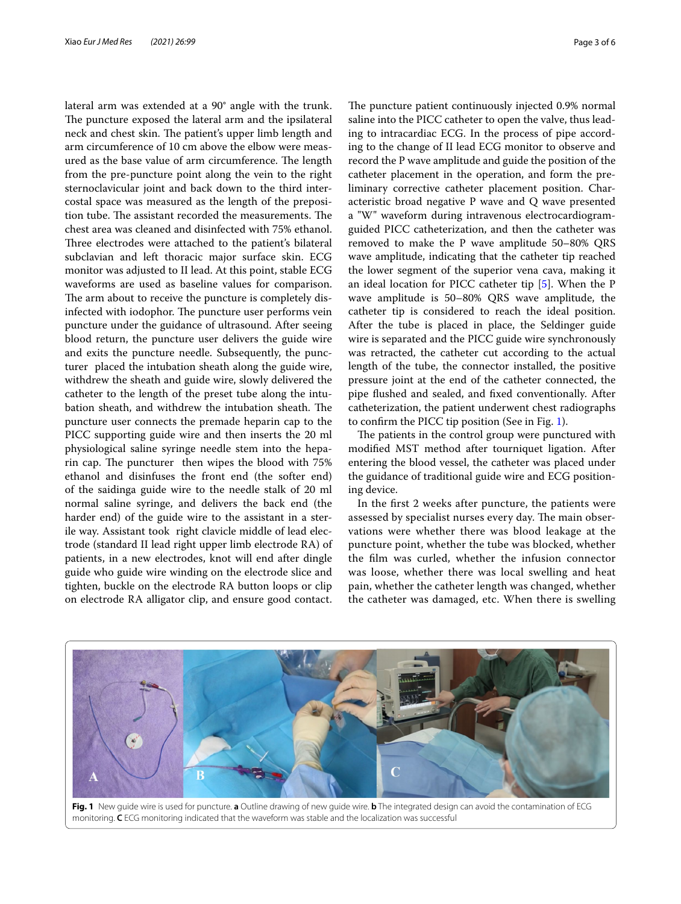lateral arm was extended at a 90° angle with the trunk. The puncture exposed the lateral arm and the ipsilateral neck and chest skin. The patient's upper limb length and arm circumference of 10 cm above the elbow were measured as the base value of arm circumference. The length from the pre-puncture point along the vein to the right sternoclavicular joint and back down to the third intercostal space was measured as the length of the preposition tube. The assistant recorded the measurements. The chest area was cleaned and disinfected with 75% ethanol. Three electrodes were attached to the patient's bilateral subclavian and left thoracic major surface skin. ECG monitor was adjusted to II lead. At this point, stable ECG waveforms are used as baseline values for comparison. The arm about to receive the puncture is completely disinfected with iodophor. The puncture user performs vein puncture under the guidance of ultrasound. After seeing blood return, the puncture user delivers the guide wire and exits the puncture needle. Subsequently, the puncturer placed the intubation sheath along the guide wire, withdrew the sheath and guide wire, slowly delivered the catheter to the length of the preset tube along the intubation sheath, and withdrew the intubation sheath. The puncture user connects the premade heparin cap to the PICC supporting guide wire and then inserts the 20 ml physiological saline syringe needle stem into the heparin cap. The puncturer then wipes the blood with 75% ethanol and disinfuses the front end (the softer end) of the saidinga guide wire to the needle stalk of 20 ml normal saline syringe, and delivers the back end (the harder end) of the guide wire to the assistant in a sterile way. Assistant took right clavicle middle of lead electrode (standard II lead right upper limb electrode RA) of patients, in a new electrodes, knot will end after dingle guide who guide wire winding on the electrode slice and tighten, buckle on the electrode RA button loops or clip on electrode RA alligator clip, and ensure good contact. The puncture patient continuously injected 0.9% normal saline into the PICC catheter to open the valve, thus leading to intracardiac ECG. In the process of pipe according to the change of II lead ECG monitor to observe and record the P wave amplitude and guide the position of the catheter placement in the operation, and form the preliminary corrective catheter placement position. Characteristic broad negative P wave and Q wave presented a "W" waveform during intravenous electrocardiogram-guided PICC catheterization, and then the catheter was removed to make the P wave amplitude 50–80% QRS wave amplitude, indicating that the catheter tip reached the lower segment of the superior vena cava, making it an ideal location for PICC catheter tip [5]. When the P wave amplitude is 50–80% QRS wave amplitude, the catheter tip is considered to reach the ideal position. After the tube is placed in place, the Seldinger guide wire is separated and the PICC guide wire synchronously was retracted, the catheter cut according to the actual length of the tube, the connector installed, the positive pressure joint at the end of the catheter connected, the pipe flushed and sealed, and fixed conventionally. After catheterization, the patient underwent chest radiographs to confirm the PICC tip position (See in Fig. 1).

The patients in the control group were punctured with modified MST method after tourniquet ligation. After entering the blood vessel, the catheter was placed under the guidance of traditional guide wire and ECG positioning device.

In the first 2 weeks after puncture, the patients were assessed by specialist nurses every day. The main observations were whether there was blood leakage at the puncture point, whether the tube was blocked, whether the film was curled, whether the infusion connector was loose, whether there was local swelling and heat pain, whether the catheter length was changed, whether the catheter was damaged, etc. When there is swelling

**Fig. 1** New guide wire is used for puncture. **a** Outline drawing of new guide wire. **b** The integrated design can avoid the contamination of ECG monitoring. **C** ECG monitoring indicated that the waveform was stable and the localization was successful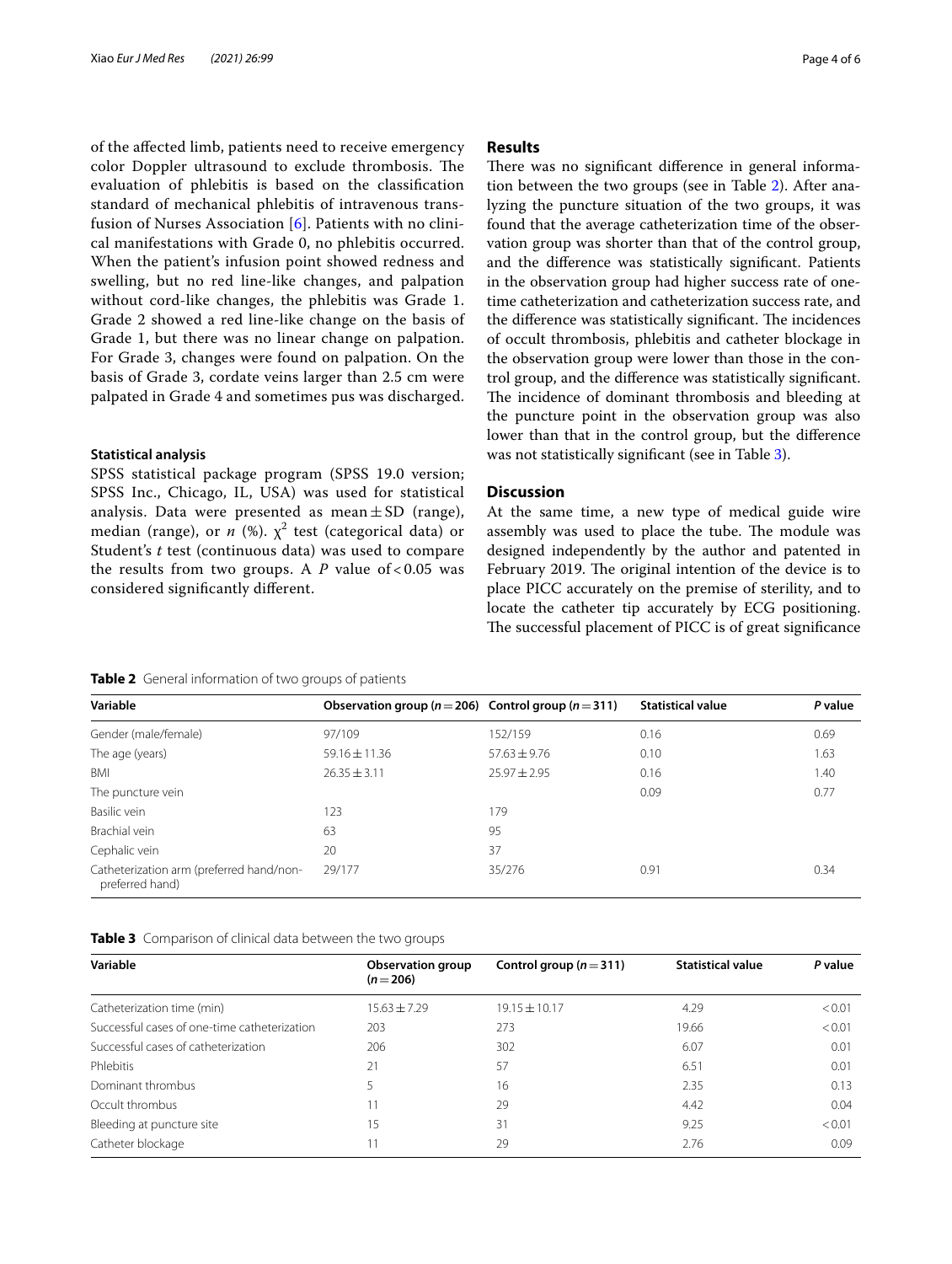of the affected limb, patients need to receive emergency color Doppler ultrasound to exclude thrombosis. The evaluation of phlebitis is based on the classification standard of mechanical phlebitis of intravenous transfusion of Nurses Association [6]. Patients with no clinical manifestations with Grade 0, no phlebitis occurred. When the patient's infusion point showed redness and swelling, but no red line-like changes, and palpation without cord-like changes, the phlebitis was Grade 1. Grade 2 showed a red line-like change on the basis of Grade 1, but there was no linear change on palpation. For Grade 3, changes were found on palpation. On the basis of Grade 3, cordate veins larger than 2.5 cm were palpated in Grade 4 and sometimes pus was discharged.

### Statistical analysis

SPSS statistical package program (SPSS 19.0 version; SPSS Inc., Chicago, IL, USA) was used for statistical analysis. Data were presented as mean ± SD (range), median (range), or *n* (%). $\chi^2$ test (categorical data) or Student's *t* test (continuous data) was used to compare the results from two groups. A *P* value of < 0.05 was considered significantly different.

## Results

There was no significant difference in general information between the two groups (see in Table 2). After analyzing the puncture situation of the two groups, it was found that the average catheterization time of the observation group was shorter than that of the control group, and the difference was statistically significant. Patients in the observation group had higher success rate of one-time catheterization and catheterization success rate, and the difference was statistically significant. The incidences of occult thrombosis, phlebitis and catheter blockage in the observation group were lower than those in the control group, and the difference was statistically significant. The incidence of dominant thrombosis and bleeding at the puncture point in the observation group was also lower than that in the control group, but the difference was not statistically significant (see in Table 3).

## Discussion

At the same time, a new type of medical guide wire assembly was used to place the tube. The module was designed independently by the author and patented in February 2019. The original intention of the device is to place PICC accurately on the premise of sterility, and to locate the catheter tip accurately by ECG positioning. The successful placement of PICC is of great significance

**Table 2** General information of two groups of patients

| Variable | Observation group (*n* = 206) | Control group (*n* = 311) | Statistical value | *P* value |
|---|---|---|---|---|
| Gender (male/female) | 97/109 | 152/159 | 0.16 | 0.69 |
| The age (years) | 59.16 ± 11.36 | 57.63 ± 9.76 | 0.10 | 1.63 |
| BMI | 26.35 ± 3.11 | 25.97 ± 2.95 | 0.16 | 1.40 |
| The puncture vein | | | 0.09 | 0.77 |
| Basilic vein | 123 | 179 | | |
| Brachial vein | 63 | 95 | | |
| Cephalic vein | 20 | 37 | | |
| Catheterization arm (preferred hand/non-preferred hand) | 29/177 | 35/276 | 0.91 | 0.34 |

**Table 3** Comparison of clinical data between the two groups

| Variable | Observation group (*n* = 206) | Control group (*n* = 311) | Statistical value | *P* value |
|---|---|---|---|---|
| Catheterization time (min) | 15.63 ± 7.29 | 19.15 ± 10.17 | 4.29 | < 0.01 |
| Successful cases of one-time catheterization | 203 | 273 | 19.66 | < 0.01 |
| Successful cases of catheterization | 206 | 302 | 6.07 | 0.01 |
| Phlebitis | 21 | 57 | 6.51 | 0.01 |
| Dominant thrombus | 5 | 16 | 2.35 | 0.13 |
| Occult thrombus | 11 | 29 | 4.42 | 0.04 |
| Bleeding at puncture site | 15 | 31 | 9.25 | < 0.01 |
| Catheter blockage | 11 | 29 | 2.76 | 0.09 |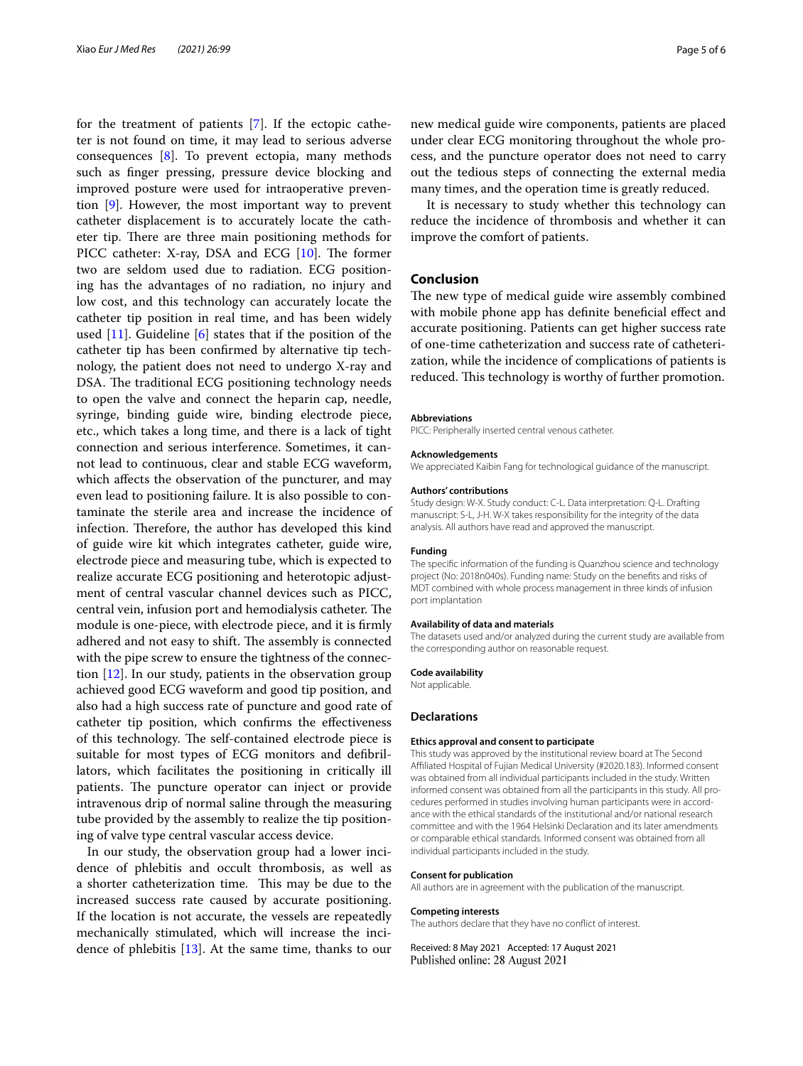for the treatment of patients [7]. If the ectopic catheter is not found on time, it may lead to serious adverse consequences [8]. To prevent ectopia, many methods such as finger pressing, pressure device blocking and improved posture were used for intraoperative prevention [9]. However, the most important way to prevent catheter displacement is to accurately locate the catheter tip. There are three main positioning methods for PICC catheter: X-ray, DSA and ECG [10]. The former two are seldom used due to radiation. ECG positioning has the advantages of no radiation, no injury and low cost, and this technology can accurately locate the catheter tip position in real time, and has been widely used [11]. Guideline [6] states that if the position of the catheter tip has been confirmed by alternative tip technology, the patient does not need to undergo X-ray and DSA. The traditional ECG positioning technology needs to open the valve and connect the heparin cap, needle, syringe, binding guide wire, binding electrode piece, etc., which takes a long time, and there is a lack of tight connection and serious interference. Sometimes, it cannot lead to continuous, clear and stable ECG waveform, which affects the observation of the puncturer, and may even lead to positioning failure. It is also possible to contaminate the sterile area and increase the incidence of infection. Therefore, the author has developed this kind of guide wire kit which integrates catheter, guide wire, electrode piece and measuring tube, which is expected to realize accurate ECG positioning and heterotopic adjustment of central vascular channel devices such as PICC, central vein, infusion port and hemodialysis catheter. The module is one-piece, with electrode piece, and it is firmly adhered and not easy to shift. The assembly is connected with the pipe screw to ensure the tightness of the connection [12]. In our study, patients in the observation group achieved good ECG waveform and good tip position, and also had a high success rate of puncture and good rate of catheter tip position, which confirms the effectiveness of this technology. The self-contained electrode piece is suitable for most types of ECG monitors and defibrillators, which facilitates the positioning in critically ill patients. The puncture operator can inject or provide intravenous drip of normal saline through the measuring tube provided by the assembly to realize the tip positioning of valve type central vascular access device.

In our study, the observation group had a lower incidence of phlebitis and occult thrombosis, as well as a shorter catheterization time. This may be due to the increased success rate caused by accurate positioning. If the location is not accurate, the vessels are repeatedly mechanically stimulated, which will increase the incidence of phlebitis [13]. At the same time, thanks to our new medical guide wire components, patients are placed under clear ECG monitoring throughout the whole process, and the puncture operator does not need to carry out the tedious steps of connecting the external media many times, and the operation time is greatly reduced.

It is necessary to study whether this technology can reduce the incidence of thrombosis and whether it can improve the comfort of patients.

## Conclusion

The new type of medical guide wire assembly combined with mobile phone app has definite beneficial effect and accurate positioning. Patients can get higher success rate of one-time catheterization and success rate of catheterization, while the incidence of complications of patients is reduced. This technology is worthy of further promotion.

#### Abbreviations

PICC: Peripherally inserted central venous catheter.

#### Acknowledgements

We appreciated Kaibin Fang for technological guidance of the manuscript.

#### Authors' contributions

Study design: W-X. Study conduct: C-L. Data interpretation: Q-L. Drafting manuscript: S-L, J-H. W-X takes responsibility for the integrity of the data analysis. All authors have read and approved the manuscript.

#### Funding

The specific information of the funding is Quanzhou science and technology project (No: 2018n040s). Funding name: Study on the benefits and risks of MDT combined with whole process management in three kinds of infusion port implantation

#### Availability of data and materials

The datasets used and/or analyzed during the current study are available from the corresponding author on reasonable request.

#### Code availability

Not applicable.

## Declarations

#### Ethics approval and consent to participate

This study was approved by the institutional review board at The Second Affiliated Hospital of Fujian Medical University (#2020.183). Informed consent was obtained from all individual participants included in the study. Written informed consent was obtained from all the participants in this study. All procedures performed in studies involving human participants were in accordance with the ethical standards of the institutional and/or national research committee and with the 1964 Helsinki Declaration and its later amendments or comparable ethical standards. Informed consent was obtained from all individual participants included in the study.

#### Consent for publication

All authors are in agreement with the publication of the manuscript.

#### Competing interests

The authors declare that they have no conflict of interest.

Received: 8 May 2021 Accepted: 17 August 2021
Published online: 28 August 2021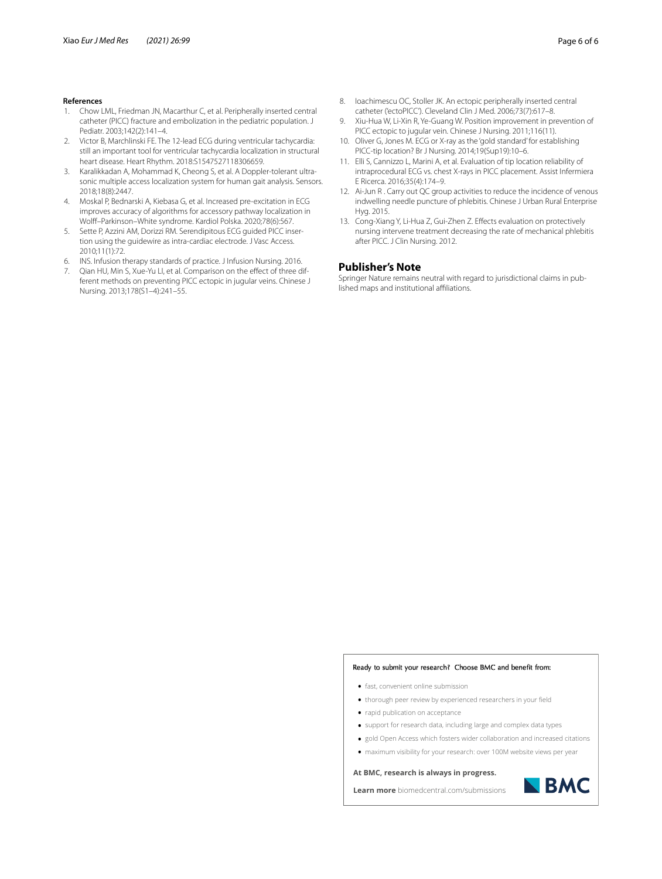**References**

1. Chow LML, Friedman JN, Macarthur C, et al. Peripherally inserted central catheter (PICC) fracture and embolization in the pediatric population. J Pediatr. 2003;142(2):141–4.
2. Victor B, Marchlinski FE. The 12-lead ECG during ventricular tachycardia: still an important tool for ventricular tachycardia localization in structural heart disease. Heart Rhythm. 2018:S1547527118306659.
3. Karalikkadan A, Mohammad K, Cheong S, et al. A Doppler-tolerant ultrasonic multiple access localization system for human gait analysis. Sensors. 2018;18(8):2447.
4. Moskal P, Bednarski A, Kiebasa G, et al. Increased pre-excitation in ECG improves accuracy of algorithms for accessory pathway localization in Wolff–Parkinson–White syndrome. Kardiol Polska. 2020;78(6):567.
5. Sette P, Azzini AM, Dorizzi RM. Serendipitous ECG guided PICC insertion using the guidewire as intra-cardiac electrode. J Vasc Access. 2010;11(1):72.
6. INS. Infusion therapy standards of practice. J Infusion Nursing. 2016.
7. Qian HU, Min S, Xue-Yu LI, et al. Comparison on the effect of three different methods on preventing PICC ectopic in jugular veins. Chinese J Nursing. 2013;178(S1–4):241–55.
8. Ioachimescu OC, Stoller JK. An ectopic peripherally inserted central catheter ('ectoPICC'). Cleveland Clin J Med. 2006;73(7):617–8.
9. Xiu-Hua W, Li-Xin R, Ye-Guang W. Position improvement in prevention of PICC ectopic to jugular vein. Chinese J Nursing. 2011;116(11).
10. Oliver G, Jones M. ECG or X-ray as the 'gold standard' for establishing PICC-tip location? Br J Nursing. 2014;19(Sup19):10–6.
11. Elli S, Cannizzo L, Marini A, et al. Evaluation of tip location reliability of intraprocedural ECG vs. chest X-rays in PICC placement. Assist Infermiera E Ricerca. 2016;35(4):174–9.
12. Ai-Jun R . Carry out QC group activities to reduce the incidence of venous indwelling needle puncture of phlebitis. Chinese J Urban Rural Enterprise Hyg. 2015.
13. Cong-Xiang Y, Li-Hua Z, Gui-Zhen Z. Effects evaluation on protectively nursing intervene treatment decreasing the rate of mechanical phlebitis after PICC. J Clin Nursing. 2012.

## Publisher's Note

Springer Nature remains neutral with regard to jurisdictional claims in published maps and institutional affiliations.

Ready to submit your research? Choose BMC and benefit from:

- fast, convenient online submission
- thorough peer review by experienced researchers in your field
- rapid publication on acceptance
- support for research data, including large and complex data types
- gold Open Access which fosters wider collaboration and increased citations
- maximum visibility for your research: over 100M website views per year

**At BMC, research is always in progress.**

**Learn more** biomedcentral.com/submissions

BMC